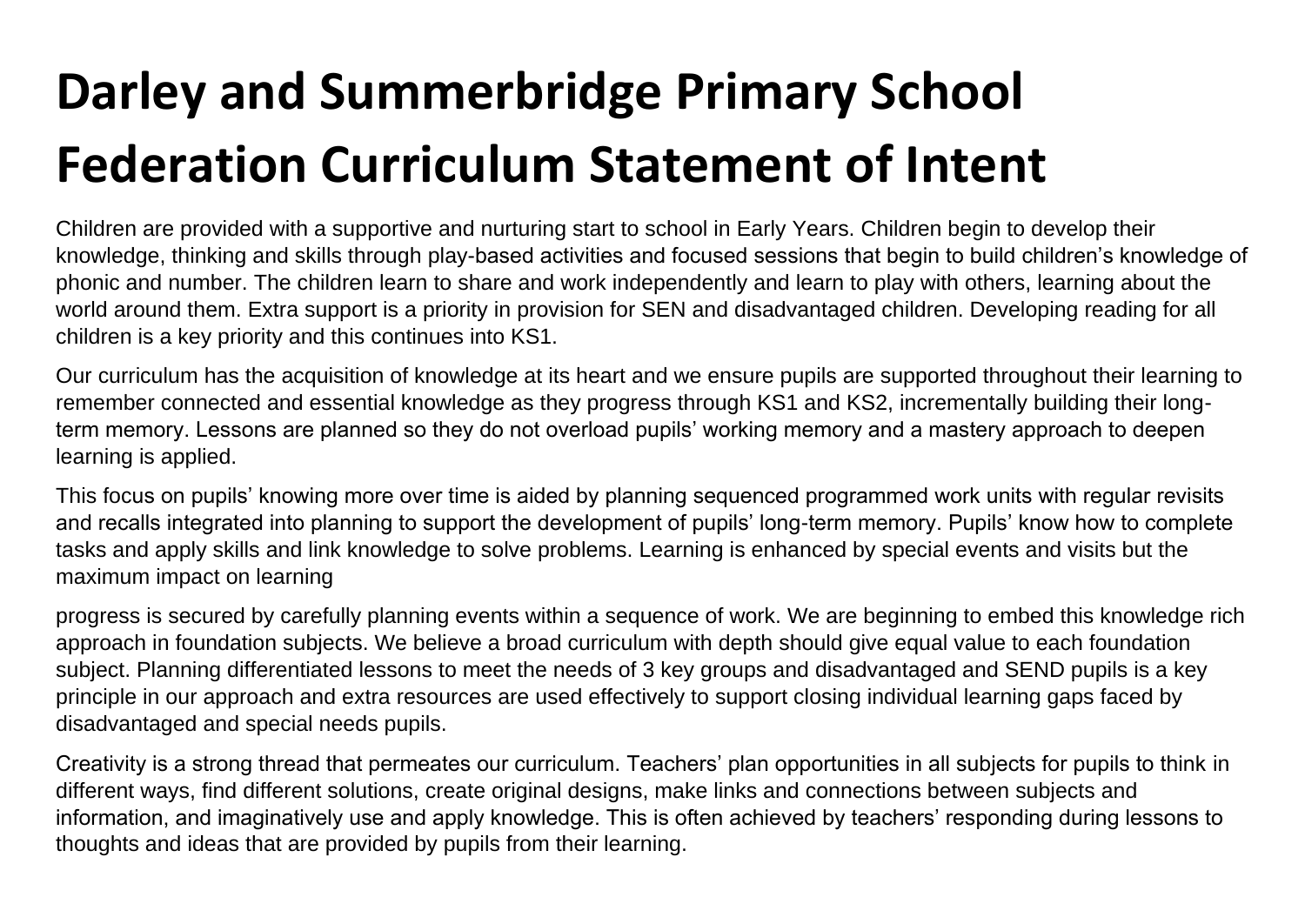# Darley and Summerbridge Primary School Federation Curriculum Statement of Intent

Children are provided with a supportive and nurturing start to school in Early Years. Children begin to develop their knowledge, thinking and skills through play-based activities and focused sessions that begin to build children's knowledge of phonic and number. The children learn to share and work independently and learn to play with others, learning about the world around them. Extra support is a priority in provision for SEN and disadvantaged children. Developing reading for all children is a key priority and this continues into KS1.

Our curriculum has the acquisition of knowledge at its heart and we ensure pupils are supported throughout their learning to remember connected and essential knowledge as they progress through KS1 and KS2, incrementally building their long-term memory. Lessons are planned so they do not overload pupils' working memory and a mastery approach to deepen learning is applied.

This focus on pupils' knowing more over time is aided by planning sequenced programmed work units with regular revisits and recalls integrated into planning to support the development of pupils' long-term memory. Pupils' know how to complete tasks and apply skills and link knowledge to solve problems. Learning is enhanced by special events and visits but the maximum impact on learning

progress is secured by carefully planning events within a sequence of work. We are beginning to embed this knowledge rich approach in foundation subjects. We believe a broad curriculum with depth should give equal value to each foundation subject. Planning differentiated lessons to meet the needs of 3 key groups and disadvantaged and SEND pupils is a key principle in our approach and extra resources are used effectively to support closing individual learning gaps faced by disadvantaged and special needs pupils.

Creativity is a strong thread that permeates our curriculum. Teachers' plan opportunities in all subjects for pupils to think in different ways, find different solutions, create original designs, make links and connections between subjects and information, and imaginatively use and apply knowledge. This is often achieved by teachers' responding during lessons to thoughts and ideas that are provided by pupils from their learning.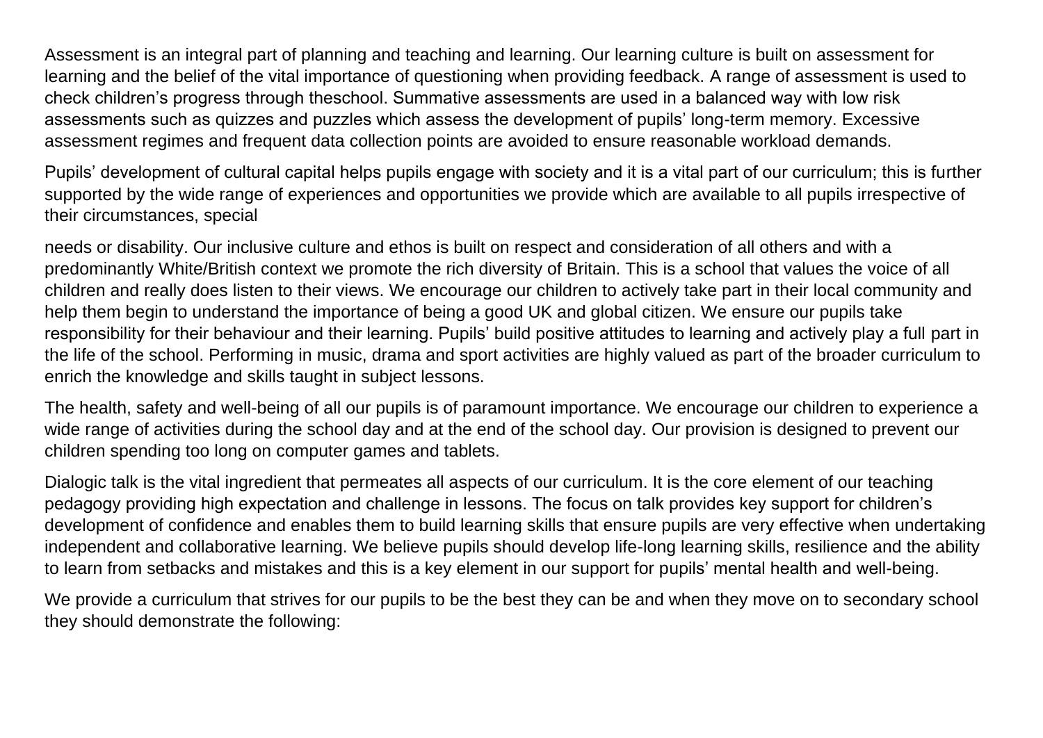Assessment is an integral part of planning and teaching and learning. Our learning culture is built on assessment for learning and the belief of the vital importance of questioning when providing feedback. A range of assessment is used to check children's progress through theschool. Summative assessments are used in a balanced way with low risk assessments such as quizzes and puzzles which assess the development of pupils' long-term memory. Excessive assessment regimes and frequent data collection points are avoided to ensure reasonable workload demands.

Pupils' development of cultural capital helps pupils engage with society and it is a vital part of our curriculum; this is further supported by the wide range of experiences and opportunities we provide which are available to all pupils irrespective of their circumstances, special

needs or disability. Our inclusive culture and ethos is built on respect and consideration of all others and with a predominantly White/British context we promote the rich diversity of Britain. This is a school that values the voice of all children and really does listen to their views. We encourage our children to actively take part in their local community and help them begin to understand the importance of being a good UK and global citizen. We ensure our pupils take responsibility for their behaviour and their learning. Pupils' build positive attitudes to learning and actively play a full part in the life of the school. Performing in music, drama and sport activities are highly valued as part of the broader curriculum to enrich the knowledge and skills taught in subject lessons.

The health, safety and well-being of all our pupils is of paramount importance. We encourage our children to experience a wide range of activities during the school day and at the end of the school day. Our provision is designed to prevent our children spending too long on computer games and tablets.

Dialogic talk is the vital ingredient that permeates all aspects of our curriculum. It is the core element of our teaching pedagogy providing high expectation and challenge in lessons. The focus on talk provides key support for children's development of confidence and enables them to build learning skills that ensure pupils are very effective when undertaking independent and collaborative learning. We believe pupils should develop life-long learning skills, resilience and the ability to learn from setbacks and mistakes and this is a key element in our support for pupils' mental health and well-being.

We provide a curriculum that strives for our pupils to be the best they can be and when they move on to secondary school they should demonstrate the following: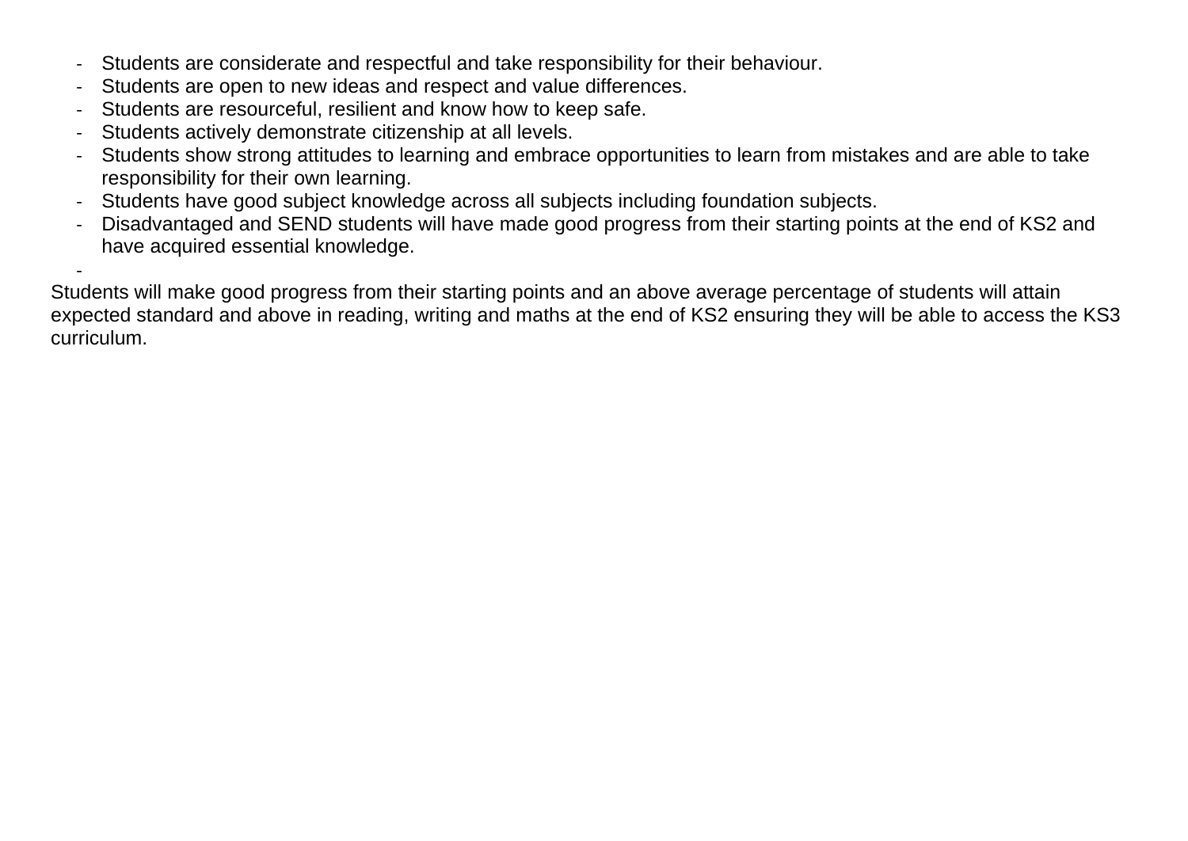- Students are considerate and respectful and take responsibility for their behaviour.
- Students are open to new ideas and respect and value differences.
- Students are resourceful, resilient and know how to keep safe.
- Students actively demonstrate citizenship at all levels.
- Students show strong attitudes to learning and embrace opportunities to learn from mistakes and are able to take responsibility for their own learning.
- Students have good subject knowledge across all subjects including foundation subjects.
- Disadvantaged and SEND students will have made good progress from their starting points at the end of KS2 and have acquired essential knowledge.
-

Students will make good progress from their starting points and an above average percentage of students will attain expected standard and above in reading, writing and maths at the end of KS2 ensuring they will be able to access the KS3 curriculum.